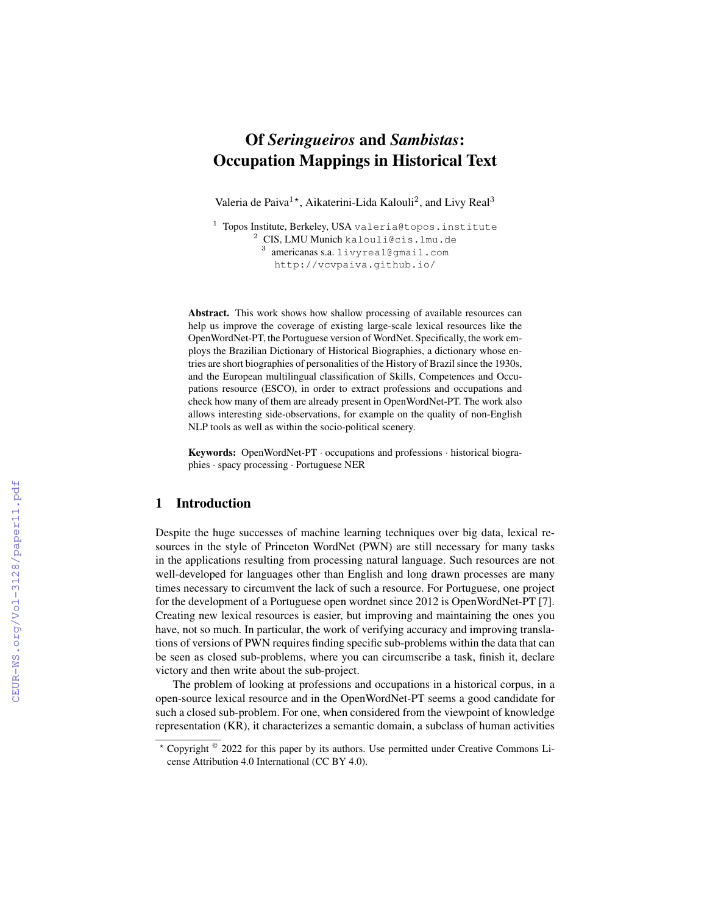# Of *Seringueiros* and *Sambistas*: Occupation Mappings in Historical Text

Valeria de Paiva[1⋆], Aikaterini-Lida Kalouli[2], and Livy Real[3]

[1] Topos Institute, Berkeley, USA valeria@topos.institute
[2] CIS, LMU Munich kalouli@cis.lmu.de
[3] americanas s.a. livyreal@gmail.com
http://vcvpaiva.github.io/

**Abstract.** This work shows how shallow processing of available resources can help us improve the coverage of existing large-scale lexical resources like the OpenWordNet-PT, the Portuguese version of WordNet. Specifically, the work employs the Brazilian Dictionary of Historical Biographies, a dictionary whose entries are short biographies of personalities of the History of Brazil since the 1930s, and the European multilingual classification of Skills, Competences and Occupations resource (ESCO), in order to extract professions and occupations and check how many of them are already present in OpenWordNet-PT. The work also allows interesting side-observations, for example on the quality of non-English NLP tools as well as within the socio-political scenery.

**Keywords:** OpenWordNet-PT · occupations and professions · historical biographies · spacy processing · Portuguese NER

## 1 Introduction

Despite the huge successes of machine learning techniques over big data, lexical resources in the style of Princeton WordNet (PWN) are still necessary for many tasks in the applications resulting from processing natural language. Such resources are not well-developed for languages other than English and long drawn processes are many times necessary to circumvent the lack of such a resource. For Portuguese, one project for the development of a Portuguese open wordnet since 2012 is OpenWordNet-PT [7]. Creating new lexical resources is easier, but improving and maintaining the ones you have, not so much. In particular, the work of verifying accuracy and improving translations of versions of PWN requires finding specific sub-problems within the data that can be seen as closed sub-problems, where you can circumscribe a task, finish it, declare victory and then write about the sub-project.

The problem of looking at professions and occupations in a historical corpus, in a open-source lexical resource and in the OpenWordNet-PT seems a good candidate for such a closed sub-problem. For one, when considered from the viewpoint of knowledge representation (KR), it characterizes a semantic domain, a subclass of human activities

⋆ Copyright © 2022 for this paper by its authors. Use permitted under Creative Commons License Attribution 4.0 International (CC BY 4.0).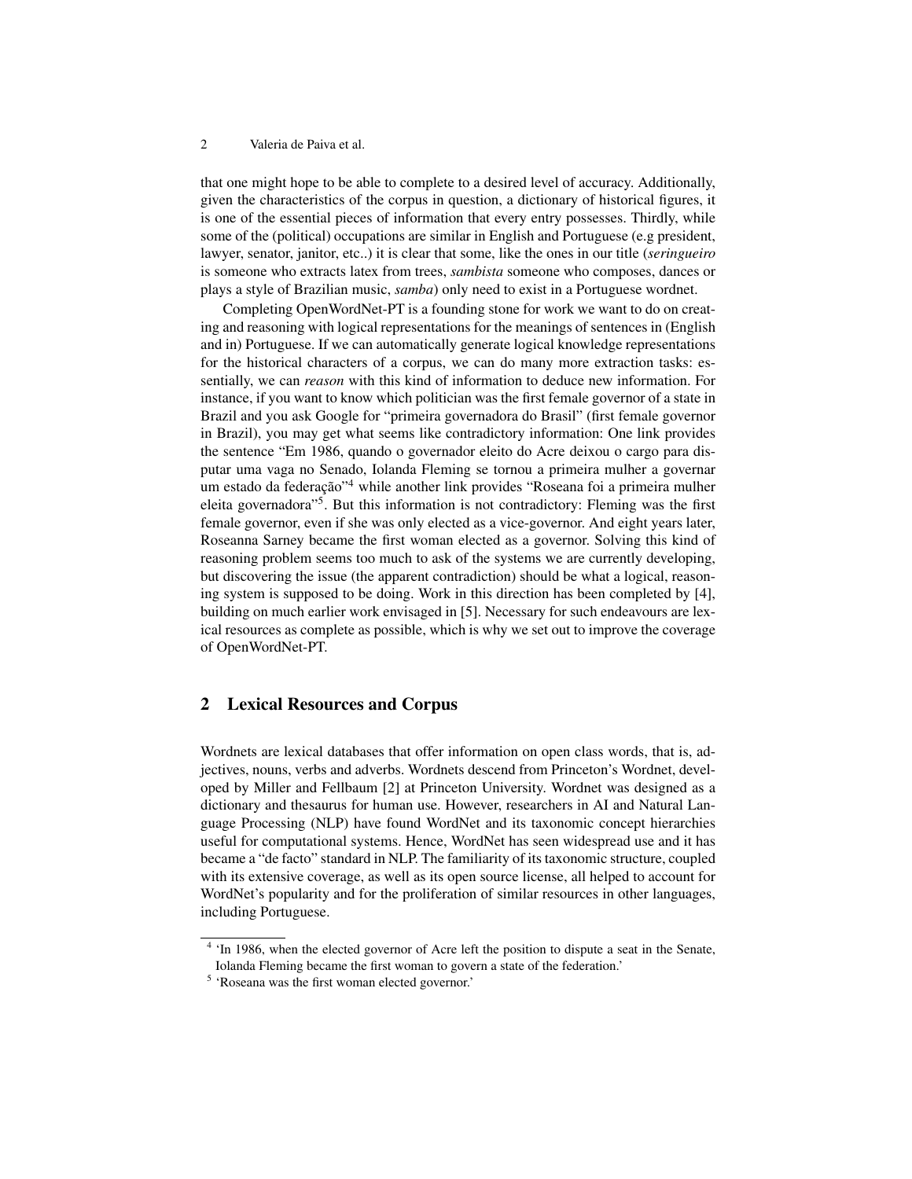that one might hope to be able to complete to a desired level of accuracy. Additionally, given the characteristics of the corpus in question, a dictionary of historical figures, it is one of the essential pieces of information that every entry possesses. Thirdly, while some of the (political) occupations are similar in English and Portuguese (e.g president, lawyer, senator, janitor, etc..) it is clear that some, like the ones in our title (*seringueiro* is someone who extracts latex from trees, *sambista* someone who composes, dances or plays a style of Brazilian music, *samba*) only need to exist in a Portuguese wordnet.

Completing OpenWordNet-PT is a founding stone for work we want to do on creating and reasoning with logical representations for the meanings of sentences in (English and in) Portuguese. If we can automatically generate logical knowledge representations for the historical characters of a corpus, we can do many more extraction tasks: essentially, we can *reason* with this kind of information to deduce new information. For instance, if you want to know which politician was the first female governor of a state in Brazil and you ask Google for "primeira governadora do Brasil" (first female governor in Brazil), you may get what seems like contradictory information: One link provides the sentence "Em 1986, quando o governador eleito do Acre deixou o cargo para disputar uma vaga no Senado, Iolanda Fleming se tornou a primeira mulher a governar um estado da federação"[4] while another link provides "Roseana foi a primeira mulher eleita governadora"[5]. But this information is not contradictory: Fleming was the first female governor, even if she was only elected as a vice-governor. And eight years later, Roseanna Sarney became the first woman elected as a governor. Solving this kind of reasoning problem seems too much to ask of the systems we are currently developing, but discovering the issue (the apparent contradiction) should be what a logical, reasoning system is supposed to be doing. Work in this direction has been completed by [4], building on much earlier work envisaged in [5]. Necessary for such endeavours are lexical resources as complete as possible, which is why we set out to improve the coverage of OpenWordNet-PT.

## 2 Lexical Resources and Corpus

Wordnets are lexical databases that offer information on open class words, that is, adjectives, nouns, verbs and adverbs. Wordnets descend from Princeton's Wordnet, developed by Miller and Fellbaum [2] at Princeton University. Wordnet was designed as a dictionary and thesaurus for human use. However, researchers in AI and Natural Language Processing (NLP) have found WordNet and its taxonomic concept hierarchies useful for computational systems. Hence, WordNet has seen widespread use and it has became a "de facto" standard in NLP. The familiarity of its taxonomic structure, coupled with its extensive coverage, as well as its open source license, all helped to account for WordNet's popularity and for the proliferation of similar resources in other languages, including Portuguese.

[4] 'In 1986, when the elected governor of Acre left the position to dispute a seat in the Senate, Iolanda Fleming became the first woman to govern a state of the federation.'

[5] 'Roseana was the first woman elected governor.'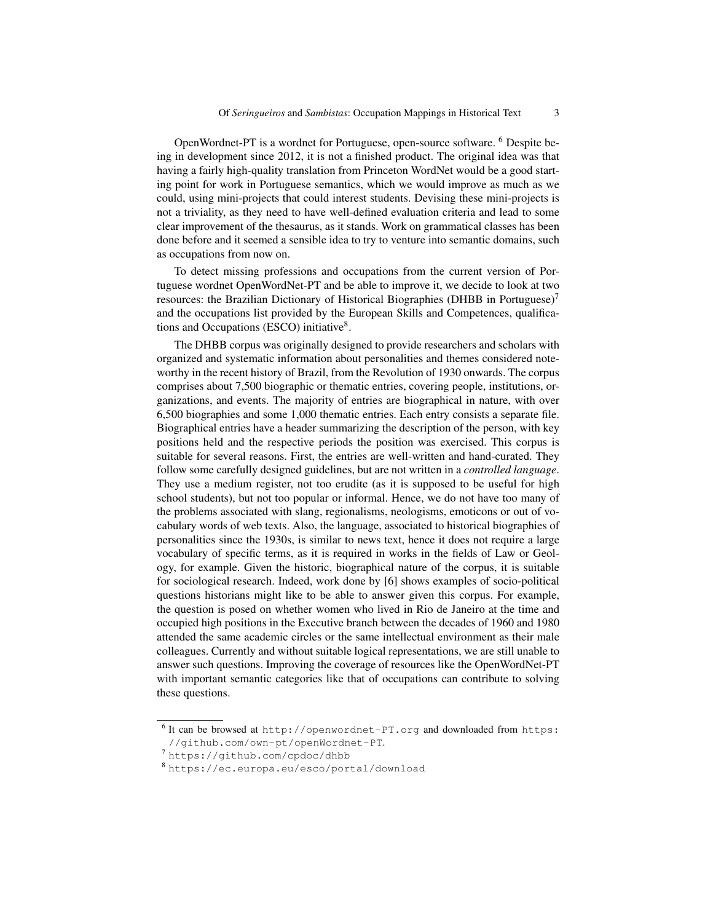OpenWordnet-PT is a wordnet for Portuguese, open-source software. [6] Despite being in development since 2012, it is not a finished product. The original idea was that having a fairly high-quality translation from Princeton WordNet would be a good starting point for work in Portuguese semantics, which we would improve as much as we could, using mini-projects that could interest students. Devising these mini-projects is not a triviality, as they need to have well-defined evaluation criteria and lead to some clear improvement of the thesaurus, as it stands. Work on grammatical classes has been done before and it seemed a sensible idea to try to venture into semantic domains, such as occupations from now on.

To detect missing professions and occupations from the current version of Portuguese wordnet OpenWordNet-PT and be able to improve it, we decide to look at two resources: the Brazilian Dictionary of Historical Biographies (DHBB in Portuguese)[7] and the occupations list provided by the European Skills and Competences, qualifications and Occupations (ESCO) initiative[8].

The DHBB corpus was originally designed to provide researchers and scholars with organized and systematic information about personalities and themes considered noteworthy in the recent history of Brazil, from the Revolution of 1930 onwards. The corpus comprises about 7,500 biographic or thematic entries, covering people, institutions, organizations, and events. The majority of entries are biographical in nature, with over 6,500 biographies and some 1,000 thematic entries. Each entry consists a separate file. Biographical entries have a header summarizing the description of the person, with key positions held and the respective periods the position was exercised. This corpus is suitable for several reasons. First, the entries are well-written and hand-curated. They follow some carefully designed guidelines, but are not written in a *controlled language*. They use a medium register, not too erudite (as it is supposed to be useful for high school students), but not too popular or informal. Hence, we do not have too many of the problems associated with slang, regionalisms, neologisms, emoticons or out of vocabulary words of web texts. Also, the language, associated to historical biographies of personalities since the 1930s, is similar to news text, hence it does not require a large vocabulary of specific terms, as it is required in works in the fields of Law or Geology, for example. Given the historic, biographical nature of the corpus, it is suitable for sociological research. Indeed, work done by [6] shows examples of socio-political questions historians might like to be able to answer given this corpus. For example, the question is posed on whether women who lived in Rio de Janeiro at the time and occupied high positions in the Executive branch between the decades of 1960 and 1980 attended the same academic circles or the same intellectual environment as their male colleagues. Currently and without suitable logical representations, we are still unable to answer such questions. Improving the coverage of resources like the OpenWordNet-PT with important semantic categories like that of occupations can contribute to solving these questions.

---

[6] It can be browsed at `http://openwordnet-PT.org` and downloaded from `https://github.com/own-pt/openWordnet-PT`.

[7] `https://github.com/cpdoc/dhbb`

[8] `https://ec.europa.eu/esco/portal/download`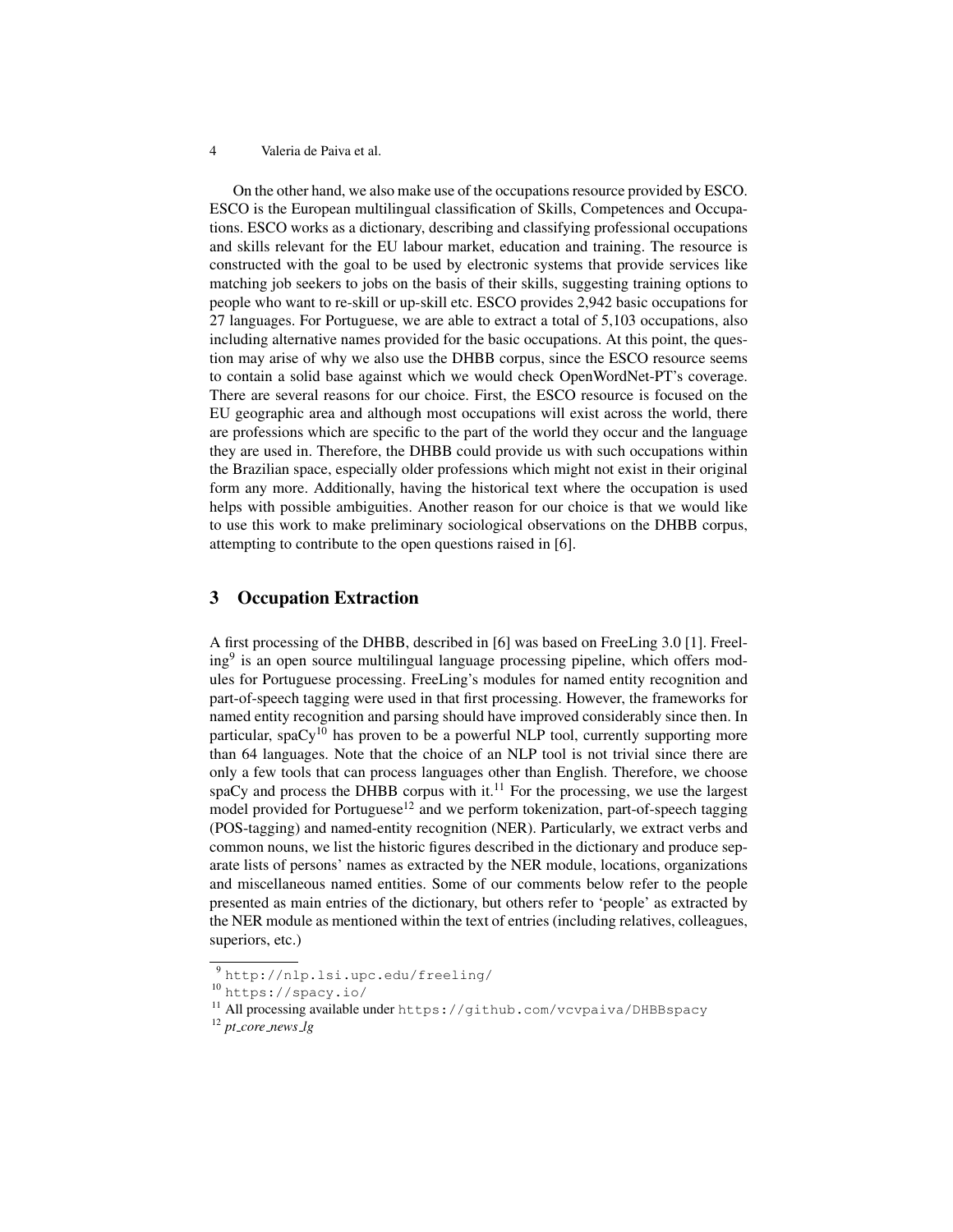On the other hand, we also make use of the occupations resource provided by ESCO. ESCO is the European multilingual classification of Skills, Competences and Occupations. ESCO works as a dictionary, describing and classifying professional occupations and skills relevant for the EU labour market, education and training. The resource is constructed with the goal to be used by electronic systems that provide services like matching job seekers to jobs on the basis of their skills, suggesting training options to people who want to re-skill or up-skill etc. ESCO provides 2,942 basic occupations for 27 languages. For Portuguese, we are able to extract a total of 5,103 occupations, also including alternative names provided for the basic occupations. At this point, the question may arise of why we also use the DHBB corpus, since the ESCO resource seems to contain a solid base against which we would check OpenWordNet-PT's coverage. There are several reasons for our choice. First, the ESCO resource is focused on the EU geographic area and although most occupations will exist across the world, there are professions which are specific to the part of the world they occur and the language they are used in. Therefore, the DHBB could provide us with such occupations within the Brazilian space, especially older professions which might not exist in their original form any more. Additionally, having the historical text where the occupation is used helps with possible ambiguities. Another reason for our choice is that we would like to use this work to make preliminary sociological observations on the DHBB corpus, attempting to contribute to the open questions raised in [6].

## 3 Occupation Extraction

A first processing of the DHBB, described in [6] was based on FreeLing 3.0 [1]. Freeling[9] is an open source multilingual language processing pipeline, which offers modules for Portuguese processing. FreeLing's modules for named entity recognition and part-of-speech tagging were used in that first processing. However, the frameworks for named entity recognition and parsing should have improved considerably since then. In particular, spaCy[10] has proven to be a powerful NLP tool, currently supporting more than 64 languages. Note that the choice of an NLP tool is not trivial since there are only a few tools that can process languages other than English. Therefore, we choose spaCy and process the DHBB corpus with it.[11] For the processing, we use the largest model provided for Portuguese[12] and we perform tokenization, part-of-speech tagging (POS-tagging) and named-entity recognition (NER). Particularly, we extract verbs and common nouns, we list the historic figures described in the dictionary and produce separate lists of persons' names as extracted by the NER module, locations, organizations and miscellaneous named entities. Some of our comments below refer to the people presented as main entries of the dictionary, but others refer to 'people' as extracted by the NER module as mentioned within the text of entries (including relatives, colleagues, superiors, etc.)

[9] http://nlp.lsi.upc.edu/freeling/

[10] https://spacy.io/

[11] All processing available under https://github.com/vcvpaiva/DHBBspacy

[12] *pt_core_news_lg*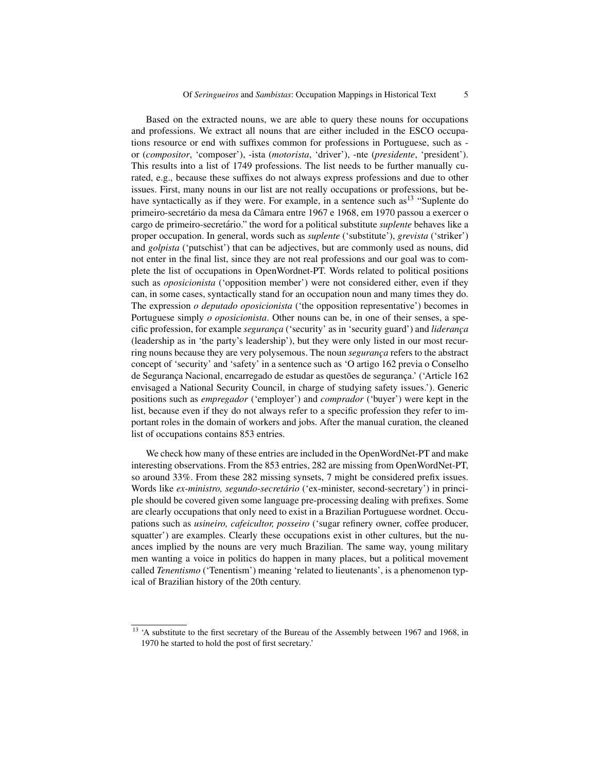Based on the extracted nouns, we are able to query these nouns for occupations and professions. We extract all nouns that are either included in the ESCO occupations resource or end with suffixes common for professions in Portuguese, such as -or (*compositor*, 'composer'), -ista (*motorista*, 'driver'), -nte (*presidente*, 'president'). This results into a list of 1749 professions. The list needs to be further manually curated, e.g., because these suffixes do not always express professions and due to other issues. First, many nouns in our list are not really occupations or professions, but behave syntactically as if they were. For example, in a sentence such as[13] "Suplente do primeiro-secretário da mesa da Câmara entre 1967 e 1968, em 1970 passou a exercer o cargo de primeiro-secretário." the word for a political substitute *suplente* behaves like a proper occupation. In general, words such as *suplente* ('substitute'), *grevista* ('striker') and *golpista* ('putschist') that can be adjectives, but are commonly used as nouns, did not enter in the final list, since they are not real professions and our goal was to complete the list of occupations in OpenWordnet-PT. Words related to political positions such as *oposicionista* ('opposition member') were not considered either, even if they can, in some cases, syntactically stand for an occupation noun and many times they do. The expression *o deputado oposicionista* ('the opposition representative') becomes in Portuguese simply *o oposicionista*. Other nouns can be, in one of their senses, a specific profession, for example *segurança* ('security' as in 'security guard') and *liderança* (leadership as in 'the party's leadership'), but they were only listed in our most recurring nouns because they are very polysemous. The noun *segurança* refers to the abstract concept of 'security' and 'safety' in a sentence such as 'O artigo 162 previa o Conselho de Segurança Nacional, encarregado de estudar as questões de segurança.' ('Article 162 envisaged a National Security Council, in charge of studying safety issues.'). Generic positions such as *empregador* ('employer') and *comprador* ('buyer') were kept in the list, because even if they do not always refer to a specific profession they refer to important roles in the domain of workers and jobs. After the manual curation, the cleaned list of occupations contains 853 entries.

We check how many of these entries are included in the OpenWordNet-PT and make interesting observations. From the 853 entries, 282 are missing from OpenWordNet-PT, so around 33%. From these 282 missing synsets, 7 might be considered prefix issues. Words like *ex-ministro, segundo-secretário* ('ex-minister, second-secretary') in principle should be covered given some language pre-processing dealing with prefixes. Some are clearly occupations that only need to exist in a Brazilian Portuguese wordnet. Occupations such as *usineiro, cafeicultor, posseiro* ('sugar refinery owner, coffee producer, squatter') are examples. Clearly these occupations exist in other cultures, but the nuances implied by the nouns are very much Brazilian. The same way, young military men wanting a voice in politics do happen in many places, but a political movement called *Tenentismo* ('Tenentism') meaning 'related to lieutenants', is a phenomenon typical of Brazilian history of the 20th century.

[13] 'A substitute to the first secretary of the Bureau of the Assembly between 1967 and 1968, in 1970 he started to hold the post of first secretary.'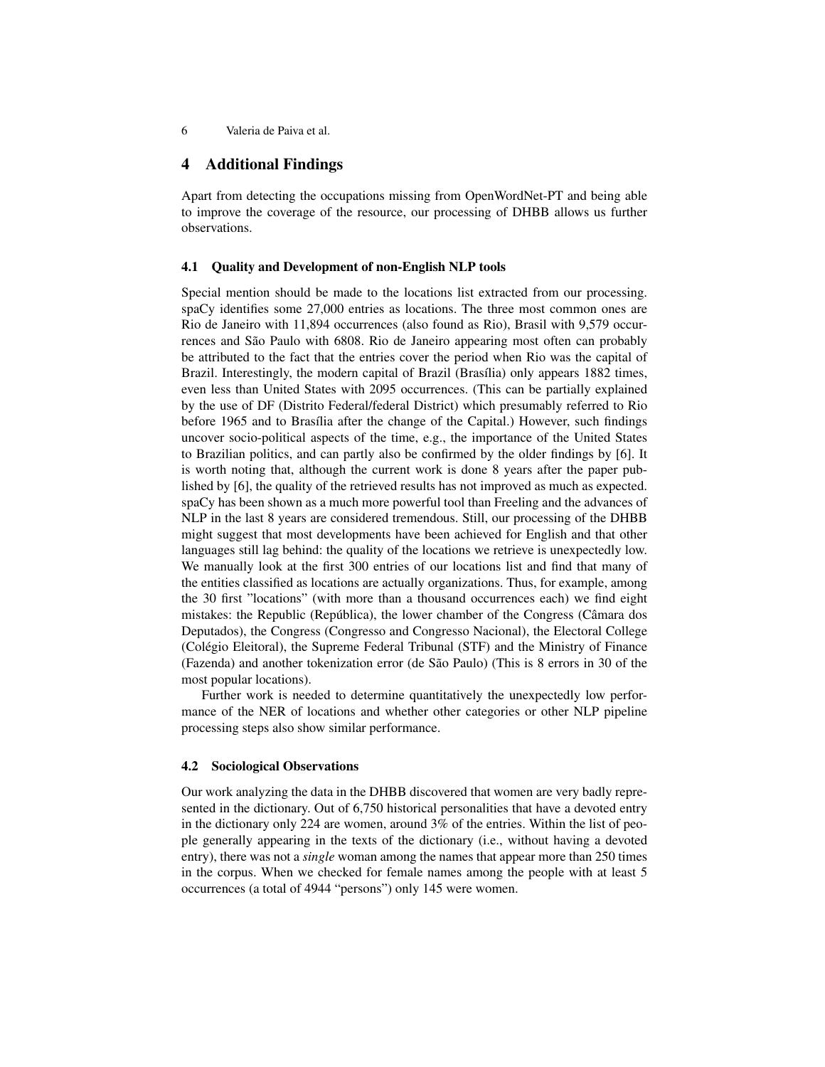## 4 Additional Findings

Apart from detecting the occupations missing from OpenWordNet-PT and being able to improve the coverage of the resource, our processing of DHBB allows us further observations.

### 4.1 Quality and Development of non-English NLP tools

Special mention should be made to the locations list extracted from our processing. spaCy identifies some 27,000 entries as locations. The three most common ones are Rio de Janeiro with 11,894 occurrences (also found as Rio), Brasil with 9,579 occurrences and São Paulo with 6808. Rio de Janeiro appearing most often can probably be attributed to the fact that the entries cover the period when Rio was the capital of Brazil. Interestingly, the modern capital of Brazil (Brasília) only appears 1882 times, even less than United States with 2095 occurrences. (This can be partially explained by the use of DF (Distrito Federal/federal District) which presumably referred to Rio before 1965 and to Brasília after the change of the Capital.) However, such findings uncover socio-political aspects of the time, e.g., the importance of the United States to Brazilian politics, and can partly also be confirmed by the older findings by [6]. It is worth noting that, although the current work is done 8 years after the paper published by [6], the quality of the retrieved results has not improved as much as expected. spaCy has been shown as a much more powerful tool than Freeling and the advances of NLP in the last 8 years are considered tremendous. Still, our processing of the DHBB might suggest that most developments have been achieved for English and that other languages still lag behind: the quality of the locations we retrieve is unexpectedly low. We manually look at the first 300 entries of our locations list and find that many of the entities classified as locations are actually organizations. Thus, for example, among the 30 first "locations" (with more than a thousand occurrences each) we find eight mistakes: the Republic (República), the lower chamber of the Congress (Câmara dos Deputados), the Congress (Congresso and Congresso Nacional), the Electoral College (Colégio Eleitoral), the Supreme Federal Tribunal (STF) and the Ministry of Finance (Fazenda) and another tokenization error (de São Paulo) (This is 8 errors in 30 of the most popular locations).

Further work is needed to determine quantitatively the unexpectedly low performance of the NER of locations and whether other categories or other NLP pipeline processing steps also show similar performance.

### 4.2 Sociological Observations

Our work analyzing the data in the DHBB discovered that women are very badly represented in the dictionary. Out of 6,750 historical personalities that have a devoted entry in the dictionary only 224 are women, around 3% of the entries. Within the list of people generally appearing in the texts of the dictionary (i.e., without having a devoted entry), there was not a *single* woman among the names that appear more than 250 times in the corpus. When we checked for female names among the people with at least 5 occurrences (a total of 4944 "persons") only 145 were women.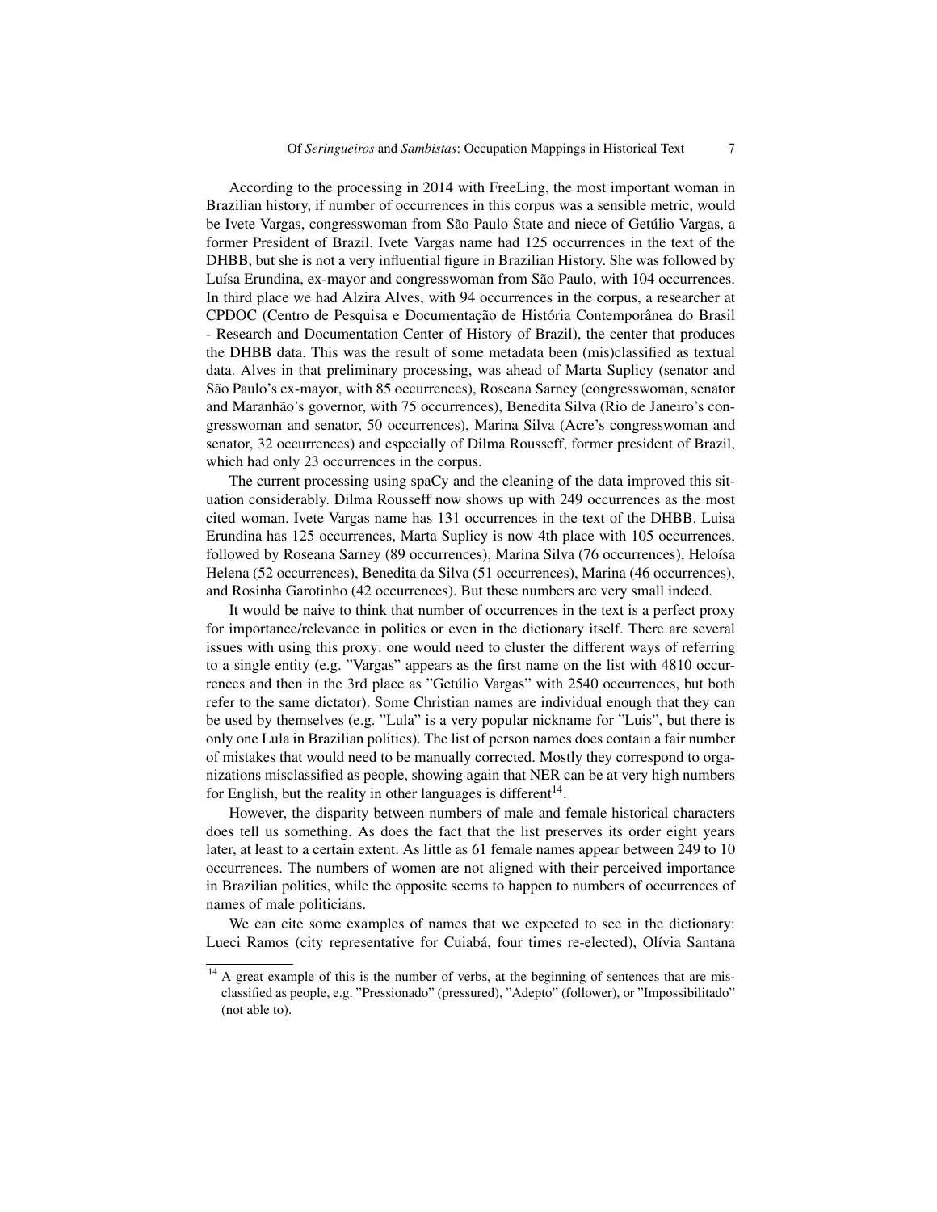According to the processing in 2014 with FreeLing, the most important woman in Brazilian history, if number of occurrences in this corpus was a sensible metric, would be Ivete Vargas, congresswoman from São Paulo State and niece of Getúlio Vargas, a former President of Brazil. Ivete Vargas name had 125 occurrences in the text of the DHBB, but she is not a very influential figure in Brazilian History. She was followed by Luísa Erundina, ex-mayor and congresswoman from São Paulo, with 104 occurrences. In third place we had Alzira Alves, with 94 occurrences in the corpus, a researcher at CPDOC (Centro de Pesquisa e Documentação de História Contemporânea do Brasil - Research and Documentation Center of History of Brazil), the center that produces the DHBB data. This was the result of some metadata been (mis)classified as textual data. Alves in that preliminary processing, was ahead of Marta Suplicy (senator and São Paulo's ex-mayor, with 85 occurrences), Roseana Sarney (congresswoman, senator and Maranhão's governor, with 75 occurrences), Benedita Silva (Rio de Janeiro's congresswoman and senator, 50 occurrences), Marina Silva (Acre's congresswoman and senator, 32 occurrences) and especially of Dilma Rousseff, former president of Brazil, which had only 23 occurrences in the corpus.

The current processing using spaCy and the cleaning of the data improved this situation considerably. Dilma Rousseff now shows up with 249 occurrences as the most cited woman. Ivete Vargas name has 131 occurrences in the text of the DHBB. Luisa Erundina has 125 occurrences, Marta Suplicy is now 4th place with 105 occurrences, followed by Roseana Sarney (89 occurrences), Marina Silva (76 occurrences), Heloísa Helena (52 occurrences), Benedita da Silva (51 occurrences), Marina (46 occurrences), and Rosinha Garotinho (42 occurrences). But these numbers are very small indeed.

It would be naive to think that number of occurrences in the text is a perfect proxy for importance/relevance in politics or even in the dictionary itself. There are several issues with using this proxy: one would need to cluster the different ways of referring to a single entity (e.g. "Vargas" appears as the first name on the list with 4810 occurrences and then in the 3rd place as "Getúlio Vargas" with 2540 occurrences, but both refer to the same dictator). Some Christian names are individual enough that they can be used by themselves (e.g. "Lula" is a very popular nickname for "Luis", but there is only one Lula in Brazilian politics). The list of person names does contain a fair number of mistakes that would need to be manually corrected. Mostly they correspond to organizations misclassified as people, showing again that NER can be at very high numbers for English, but the reality in other languages is different[14].

However, the disparity between numbers of male and female historical characters does tell us something. As does the fact that the list preserves its order eight years later, at least to a certain extent. As little as 61 female names appear between 249 to 10 occurrences. The numbers of women are not aligned with their perceived importance in Brazilian politics, while the opposite seems to happen to numbers of occurrences of names of male politicians.

We can cite some examples of names that we expected to see in the dictionary: Lueci Ramos (city representative for Cuiabá, four times re-elected), Olívia Santana

[14] A great example of this is the number of verbs, at the beginning of sentences that are misclassified as people, e.g. "Pressionado" (pressured), "Adepto" (follower), or "Impossibilitado" (not able to).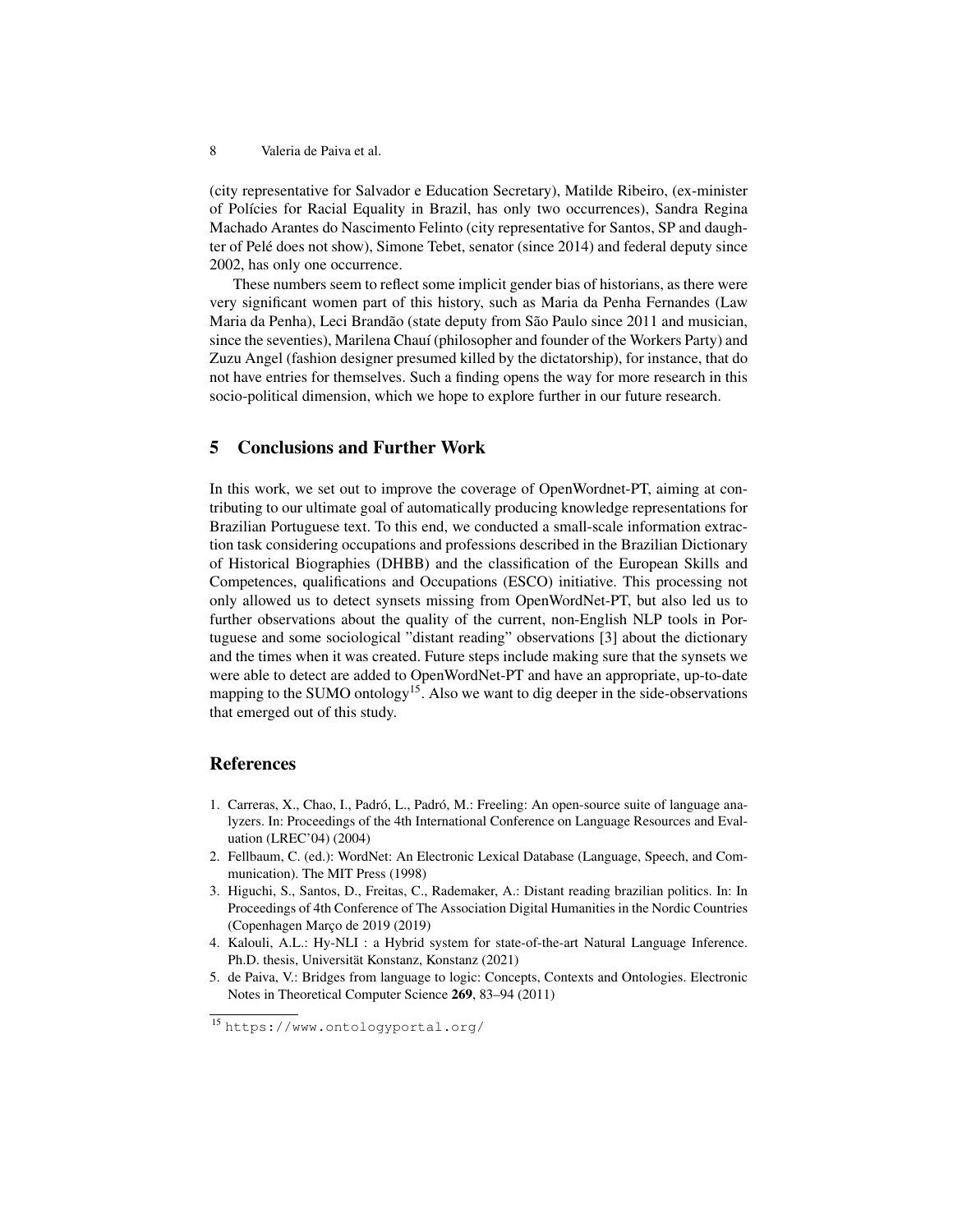(city representative for Salvador e Education Secretary), Matilde Ribeiro, (ex-minister of Polícies for Racial Equality in Brazil, has only two occurrences), Sandra Regina Machado Arantes do Nascimento Felinto (city representative for Santos, SP and daughter of Pelé does not show), Simone Tebet, senator (since 2014) and federal deputy since 2002, has only one occurrence.

These numbers seem to reflect some implicit gender bias of historians, as there were very significant women part of this history, such as Maria da Penha Fernandes (Law Maria da Penha), Leci Brandão (state deputy from São Paulo since 2011 and musician, since the seventies), Marilena Chauí (philosopher and founder of the Workers Party) and Zuzu Angel (fashion designer presumed killed by the dictatorship), for instance, that do not have entries for themselves. Such a finding opens the way for more research in this socio-political dimension, which we hope to explore further in our future research.

## 5 Conclusions and Further Work

In this work, we set out to improve the coverage of OpenWordnet-PT, aiming at contributing to our ultimate goal of automatically producing knowledge representations for Brazilian Portuguese text. To this end, we conducted a small-scale information extraction task considering occupations and professions described in the Brazilian Dictionary of Historical Biographies (DHBB) and the classification of the European Skills and Competences, qualifications and Occupations (ESCO) initiative. This processing not only allowed us to detect synsets missing from OpenWordNet-PT, but also led us to further observations about the quality of the current, non-English NLP tools in Portuguese and some sociological "distant reading" observations [3] about the dictionary and the times when it was created. Future steps include making sure that the synsets we were able to detect are added to OpenWordNet-PT and have an appropriate, up-to-date mapping to the SUMO ontology[15]. Also we want to dig deeper in the side-observations that emerged out of this study.

## References

1. Carreras, X., Chao, I., Padró, L., Padró, M.: Freeling: An open-source suite of language analyzers. In: Proceedings of the 4th International Conference on Language Resources and Evaluation (LREC'04) (2004)
2. Fellbaum, C. (ed.): WordNet: An Electronic Lexical Database (Language, Speech, and Communication). The MIT Press (1998)
3. Higuchi, S., Santos, D., Freitas, C., Rademaker, A.: Distant reading brazilian politics. In: In Proceedings of 4th Conference of The Association Digital Humanities in the Nordic Countries (Copenhagen Março de 2019 (2019)
4. Kalouli, A.L.: Hy-NLI : a Hybrid system for state-of-the-art Natural Language Inference. Ph.D. thesis, Universität Konstanz, Konstanz (2021)
5. de Paiva, V.: Bridges from language to logic: Concepts, Contexts and Ontologies. Electronic Notes in Theoretical Computer Science **269**, 83–94 (2011)

[15] https://www.ontologyportal.org/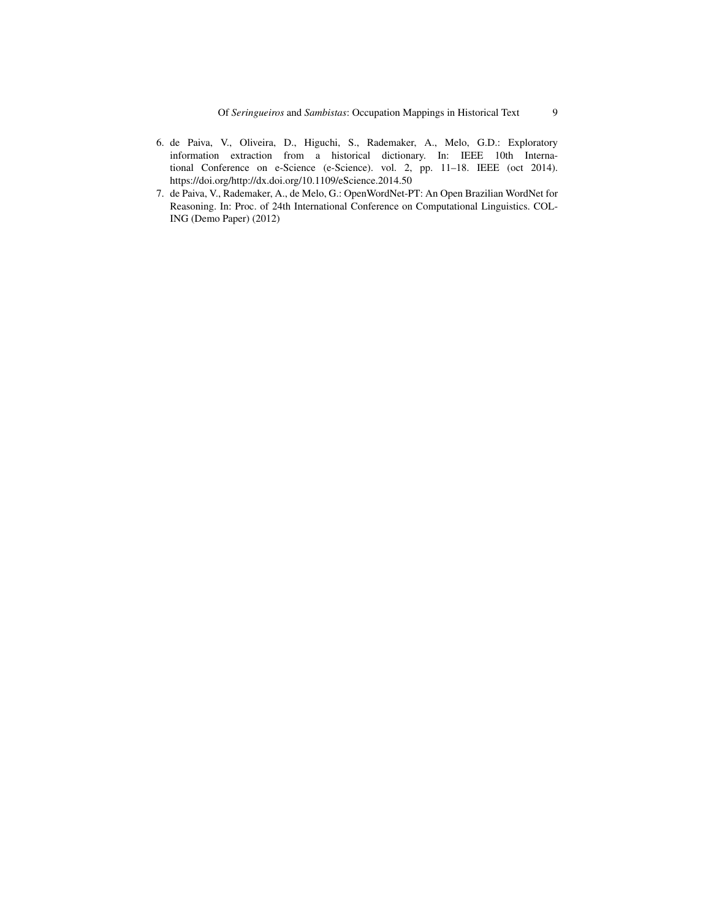6. de Paiva, V., Oliveira, D., Higuchi, S., Rademaker, A., Melo, G.D.: Exploratory information extraction from a historical dictionary. In: IEEE 10th International Conference on e-Science (e-Science). vol. 2, pp. 11–18. IEEE (oct 2014). https://doi.org/http://dx.doi.org/10.1109/eScience.2014.50
7. de Paiva, V., Rademaker, A., de Melo, G.: OpenWordNet-PT: An Open Brazilian WordNet for Reasoning. In: Proc. of 24th International Conference on Computational Linguistics. COLING (Demo Paper) (2012)